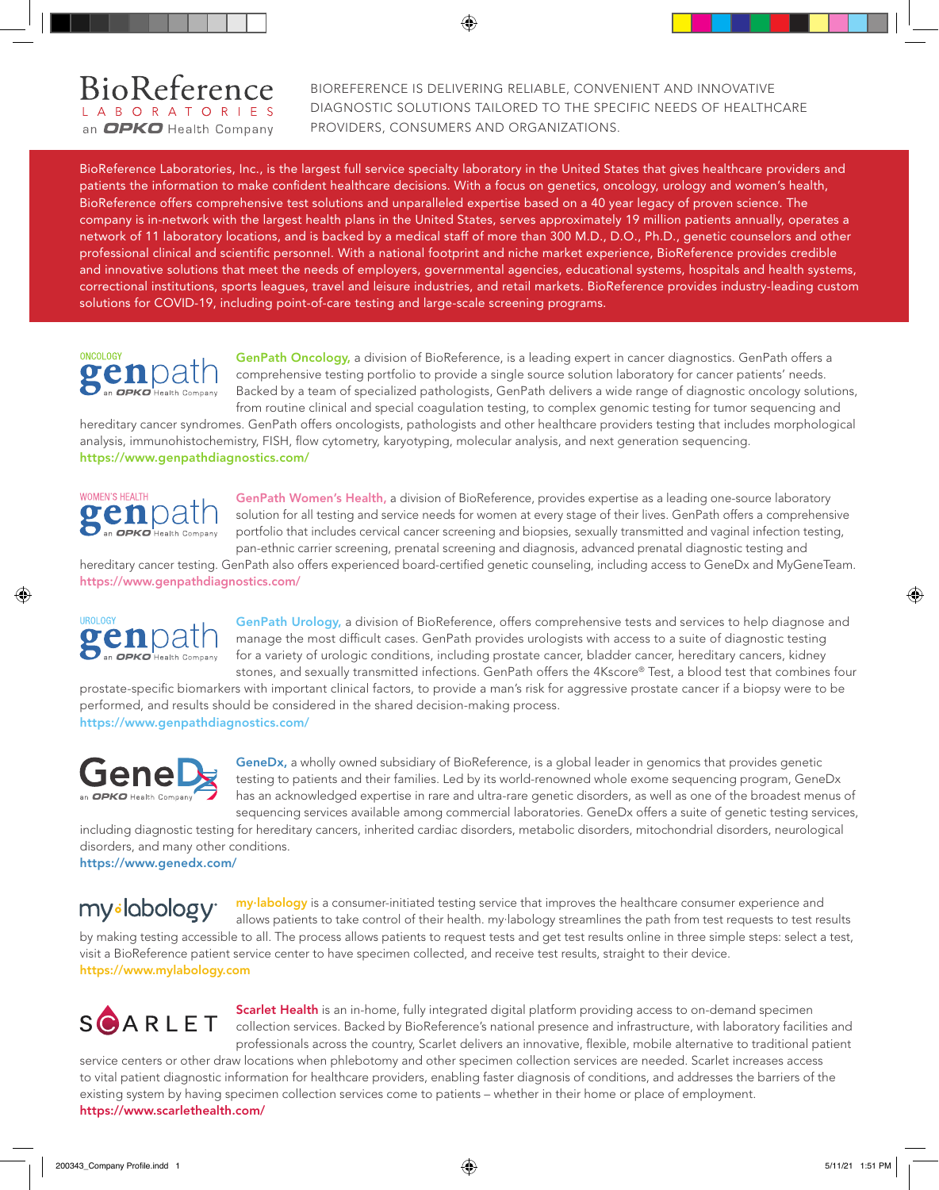# BioReference LABORATORIES

an OPKO Health Company

BIOREFERENCE IS DELIVERING RELIABLE, CONVENIENT AND INNOVATIVE DIAGNOSTIC SOLUTIONS TAILORED TO THE SPECIFIC NEEDS OF HEALTHCARE PROVIDERS, CONSUMERS AND ORGANIZATIONS.

BioReference Laboratories, Inc., is the largest full service specialty laboratory in the United States that gives healthcare providers and patients the information to make confident healthcare decisions. With a focus on genetics, oncology, urology and women's health, BioReference offers comprehensive test solutions and unparalleled expertise based on a 40 year legacy of proven science. The company is in-network with the largest health plans in the United States, serves approximately 19 million patients annually, operates a network of 11 laboratory locations, and is backed by a medical staff of more than 300 M.D., D.O., Ph.D., genetic counselors and other professional clinical and scientific personnel. With a national footprint and niche market experience, BioReference provides credible and innovative solutions that meet the needs of employers, governmental agencies, educational systems, hospitals and health systems, correctional institutions, sports leagues, travel and leisure industries, and retail markets. BioReference provides industry-leading custom solutions for COVID-19, including point-of-care testing and large-scale screening programs.

ONCOLOGY genpath – an OPKO Health Company

**GenPath Oncology,** a division of BioReference, is a leading expert in cancer diagnostics. GenPath offers a comprehensive testing portfolio to provide a single source solution laboratory for cancer patients' needs. Backed by a team of specialized pathologists, GenPath delivers a wide range of diagnostic oncology solutions, from routine clinical and special coagulation testing, to complex genomic testing for tumor sequencing and hereditary cancer syndromes. GenPath offers oncologists, pathologists and other healthcare providers testing that includes morphological analysis, immunohistochemistry, FISH, flow cytometry, karyotyping, molecular analysis, and next generation sequencing.
https://www.genpathdiagnostics.com/

WOMEN'S HEALTH genpath – an OPKO Health Company

**GenPath Women's Health,** a division of BioReference, provides expertise as a leading one-source laboratory solution for all testing and service needs for women at every stage of their lives. GenPath offers a comprehensive portfolio that includes cervical cancer screening and biopsies, sexually transmitted and vaginal infection testing, pan-ethnic carrier screening, prenatal screening and diagnosis, advanced prenatal diagnostic testing and hereditary cancer testing. GenPath also offers experienced board-certified genetic counseling, including access to GeneDx and MyGeneTeam.
https://www.genpathdiagnostics.com/

UROLOGY genpath – an OPKO Health Company

**GenPath Urology,** a division of BioReference, offers comprehensive tests and services to help diagnose and manage the most difficult cases. GenPath provides urologists with access to a suite of diagnostic testing for a variety of urologic conditions, including prostate cancer, bladder cancer, hereditary cancers, kidney stones, and sexually transmitted infections. GenPath offers the 4Kscore® Test, a blood test that combines four prostate-specific biomarkers with important clinical factors, to provide a man's risk for aggressive prostate cancer if a biopsy were to be performed, and results should be considered in the shared decision-making process.
https://www.genpathdiagnostics.com/

GeneDx – an OPKO Health Company

**GeneDx,** a wholly owned subsidiary of BioReference, is a global leader in genomics that provides genetic testing to patients and their families. Led by its world-renowned whole exome sequencing program, GeneDx has an acknowledged expertise in rare and ultra-rare genetic disorders, as well as one of the broadest menus of sequencing services available among commercial laboratories. GeneDx offers a suite of genetic testing services, including diagnostic testing for hereditary cancers, inherited cardiac disorders, metabolic disorders, mitochondrial disorders, neurological disorders, and many other conditions.
https://www.genedx.com/

my·labology

**my·labology** is a consumer-initiated testing service that improves the healthcare consumer experience and allows patients to take control of their health. my·labology streamlines the path from test requests to test results by making testing accessible to all. The process allows patients to request tests and get test results online in three simple steps: select a test, visit a BioReference patient service center to have specimen collected, and receive test results, straight to their device.
https://www.mylabology.com

SCARLET

**Scarlet Health** is an in-home, fully integrated digital platform providing access to on-demand specimen collection services. Backed by BioReference's national presence and infrastructure, with laboratory facilities and professionals across the country, Scarlet delivers an innovative, flexible, mobile alternative to traditional patient service centers or other draw locations when phlebotomy and other specimen collection services are needed. Scarlet increases access to vital patient diagnostic information for healthcare providers, enabling faster diagnosis of conditions, and addresses the barriers of the existing system by having specimen collection services come to patients – whether in their home or place of employment.
https://www.scarlethealth.com/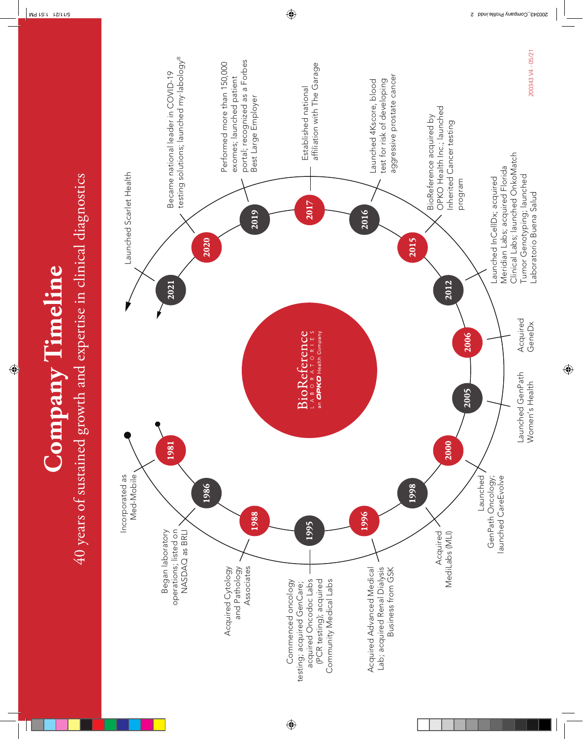# Company Timeline

40 years of sustained growth and expertise in clinical diagnostics

BioReference LABORATORIES an OPKO Health Company

1981
Incorporated as Med-Mobile

1986
Began laboratory operations; listed on NASDAQ as BRLI

1988
Acquired Cytology and Pathology Associates

1995
Commenced oncology testing; acquired GenCare; acquired Oncodoc Labs (PCR testing); acquired Community Medical Labs

1996
Acquired Advanced Medical Lab; acquired Renal Dialysis Business from GSK

1998
Acquired MediLabs (MLI)

2000
Launched GenPath Oncology; launched CareEvolve

2005
Launched GenPath Women's Health

2006
Acquired GeneDx

2012
Launched InCellDx; acquired Meridian Labs; acquired Florida Clinical Labs; launched OnkoMatch Tumor Genotyping; launched Laboratorio Buena Salud

2015
BioReference acquired by OPKO Health Inc.; launched Inherited Cancer testing program

2016
Launched 4Kscore, blood test for risk of developing aggressive prostate cancer

2017
Established national affiliation with The Garage

2019
Performed more than 150,000 exomes; launched patient portal; recognized as a Forbes Best Large Employer

2020
Became national leader in COVID-19 testing solutions; launched my·labology®

2021
Launched Scarlet Health

200343 V4 - 05/21